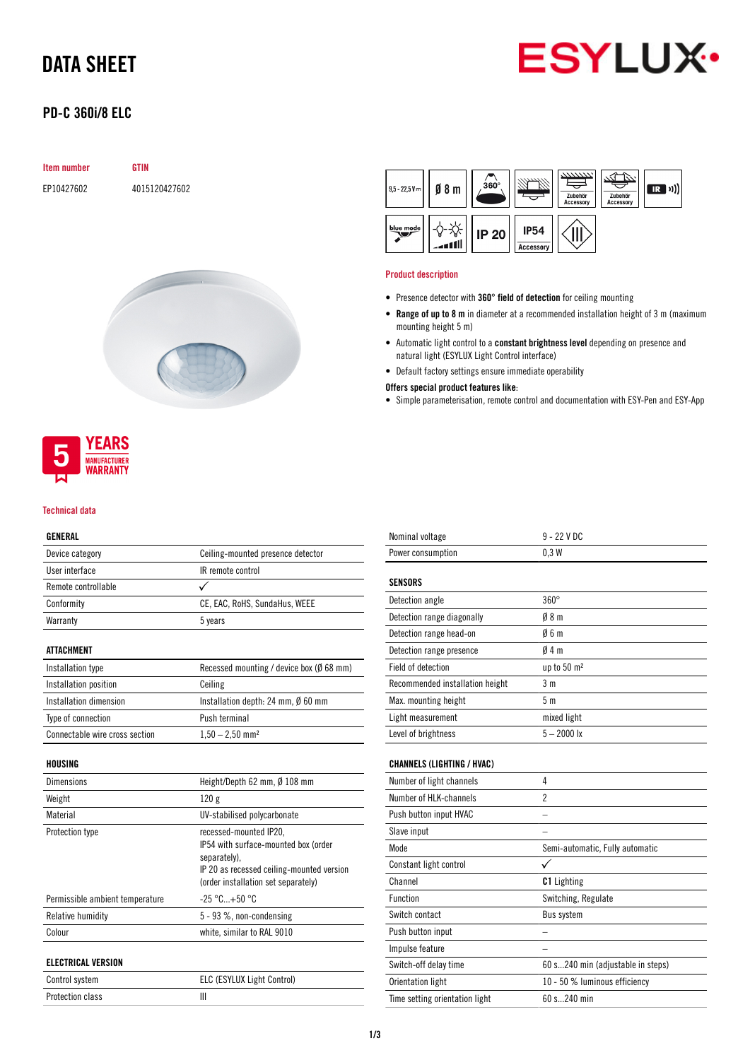# DATA SHEET

## PD-C 360i/8 ELC

| Item number | GTIN |
|---|---|
| EP10427602 | 4015120427602 |

5 YEARS MANUFACTURER WARRANTY

### Product description

- Presence detector with **360° field of detection** for ceiling mounting
- **Range of up to 8 m** in diameter at a recommended installation height of 3 m (maximum mounting height 5 m)
- Automatic light control to a **constant brightness level** depending on presence and natural light (ESYLUX Light Control interface)
- Default factory settings ensure immediate operability

**Offers special product features like:**

- Simple parameterisation, remote control and documentation with ESY-Pen and ESY-App

### Technical data

| GENERAL | |
|---|---|
| Device category | Ceiling-mounted presence detector |
| User interface | IR remote control |
| Remote controllable | ✓ |
| Conformity | CE, EAC, RoHS, SundaHus, WEEE |
| Warranty | 5 years |

| ATTACHMENT | |
|---|---|
| Installation type | Recessed mounting / device box (Ø 68 mm) |
| Installation position | Ceiling |
| Installation dimension | Installation depth: 24 mm, Ø 60 mm |
| Type of connection | Push terminal |
| Connectable wire cross section | 1,50 – 2,50 mm² |

| HOUSING | |
|---|---|
| Dimensions | Height/Depth 62 mm, Ø 108 mm |
| Weight | 120 g |
| Material | UV-stabilised polycarbonate |
| Protection type | recessed-mounted IP20, IP54 with surface-mounted box (order separately), IP 20 as recessed ceiling-mounted version (order installation set separately) |
| Permissible ambient temperature | -25 °C...+50 °C |
| Relative humidity | 5 - 93 %, non-condensing |
| Colour | white, similar to RAL 9010 |

| ELECTRICAL VERSION | |
|---|---|
| Control system | ELC (ESYLUX Light Control) |
| Protection class | III |
| Nominal voltage | 9 - 22 V DC |
| Power consumption | 0,3 W |

| SENSORS | |
|---|---|
| Detection angle | 360° |
| Detection range diagonally | Ø 8 m |
| Detection range head-on | Ø 6 m |
| Detection range presence | Ø 4 m |
| Field of detection | up to 50 m² |
| Recommended installation height | 3 m |
| Max. mounting height | 5 m |
| Light measurement | mixed light |
| Level of brightness | 5 – 2000 lx |

| CHANNELS (LIGHTING / HVAC) | |
|---|---|
| Number of light channels | 4 |
| Number of HLK-channels | 2 |
| Push button input HVAC | – |
| Slave input | – |
| Mode | Semi-automatic, Fully automatic |
| Constant light control | ✓ |
| Channel | **C1** Lighting |
| Function | Switching, Regulate |
| Switch contact | Bus system |
| Push button input | – |
| Impulse feature | – |
| Switch-off delay time | 60 s...240 min (adjustable in steps) |
| Orientation light | 10 - 50 % luminous efficiency |
| Time setting orientation light | 60 s...240 min |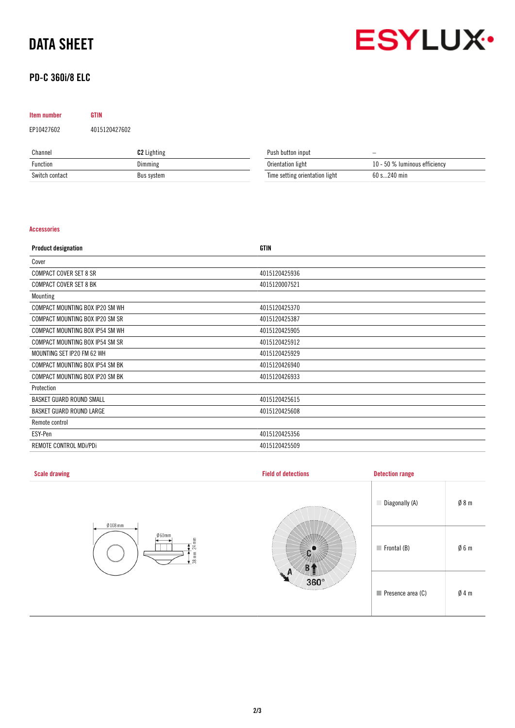# DATA SHEET

## PD-C 360i/8 ELC

| Item number | GTIN |
| --- | --- |
| EP10427602 | 4015120427602 |

| Channel | **C2** Lighting | Push button input | – |
| --- | --- | --- | --- |
| Function | Dimming | Orientation light | 10 - 50 % luminous efficiency |
| Switch contact | Bus system | Time setting orientation light | 60 s...240 min |

### Accessories

| Product designation | GTIN |
| --- | --- |
| Cover | |
| COMPACT COVER SET 8 SR | 4015120425936 |
| COMPACT COVER SET 8 BK | 4015120007521 |
| Mounting | |
| COMPACT MOUNTING BOX IP20 SM WH | 4015120425370 |
| COMPACT MOUNTING BOX IP20 SM SR | 4015120425387 |
| COMPACT MOUNTING BOX IP54 SM WH | 4015120425905 |
| COMPACT MOUNTING BOX IP54 SM SR | 4015120425912 |
| MOUNTING SET IP20 FM 62 WH | 4015120425929 |
| COMPACT MOUNTING BOX IP54 SM BK | 4015120426940 |
| COMPACT MOUNTING BOX IP20 SM BK | 4015120426933 |
| Protection | |
| BASKET GUARD ROUND SMALL | 4015120425615 |
| BASKET GUARD ROUND LARGE | 4015120425608 |
| Remote control | |
| ESY-Pen | 4015120425356 |
| REMOTE CONTROL MDi/PDi | 4015120425509 |

### Scale drawing

Ø108mm, Ø60mm, 24 mm, 38 mm

### Field of detections

C, B, A, 360°

### Detection range

| | |
| --- | --- |
| Diagonally (A) | Ø 8 m |
| Frontal (B) | Ø 6 m |
| Presence area (C) | Ø 4 m |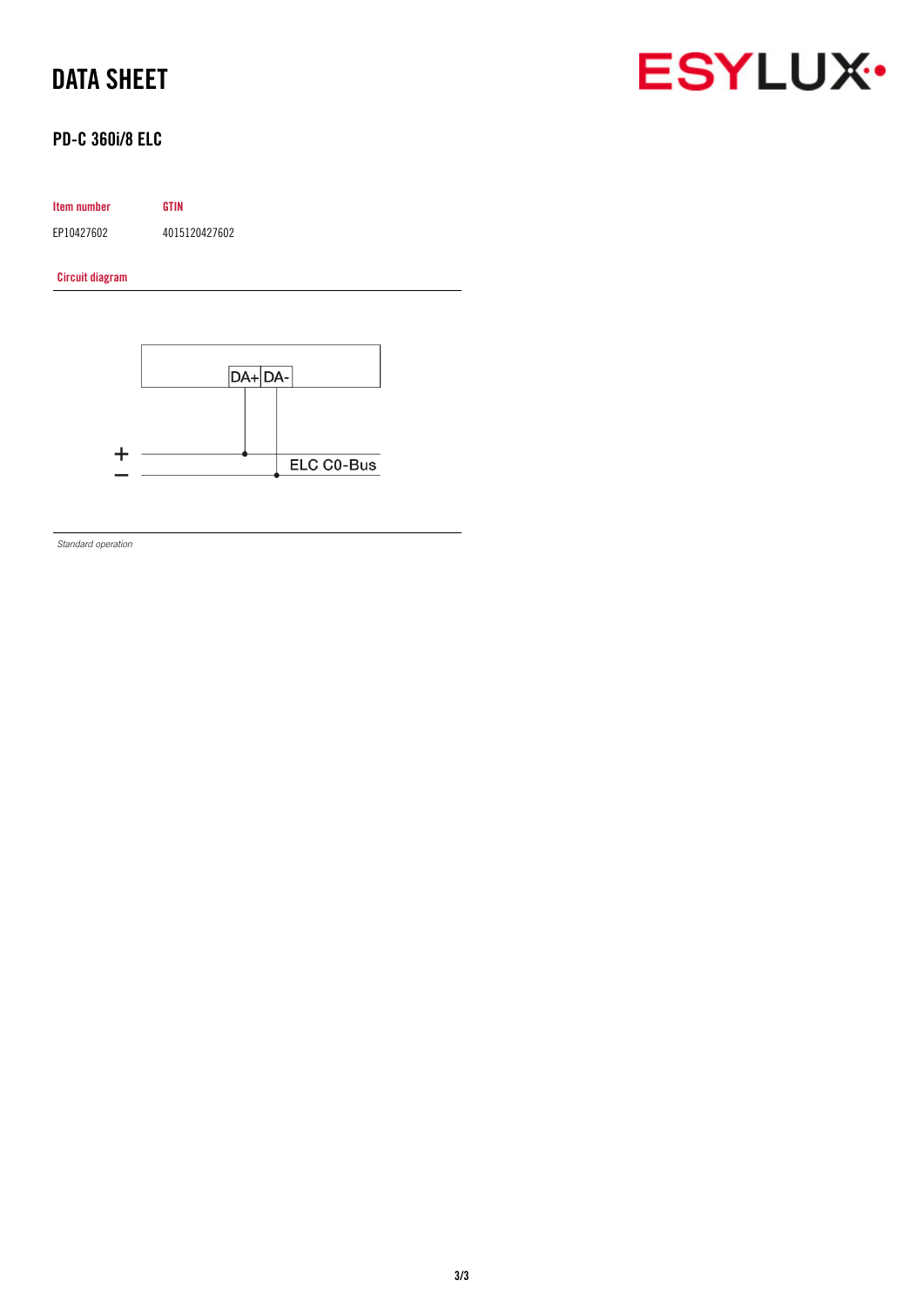# DATA SHEET

## PD-C 360i/8 ELC

| Item number | GTIN |
| --- | --- |
| EP10427602 | 4015120427602 |

### Circuit diagram

DA+ DA-

+

−

ELC C0-Bus

*Standard operation*